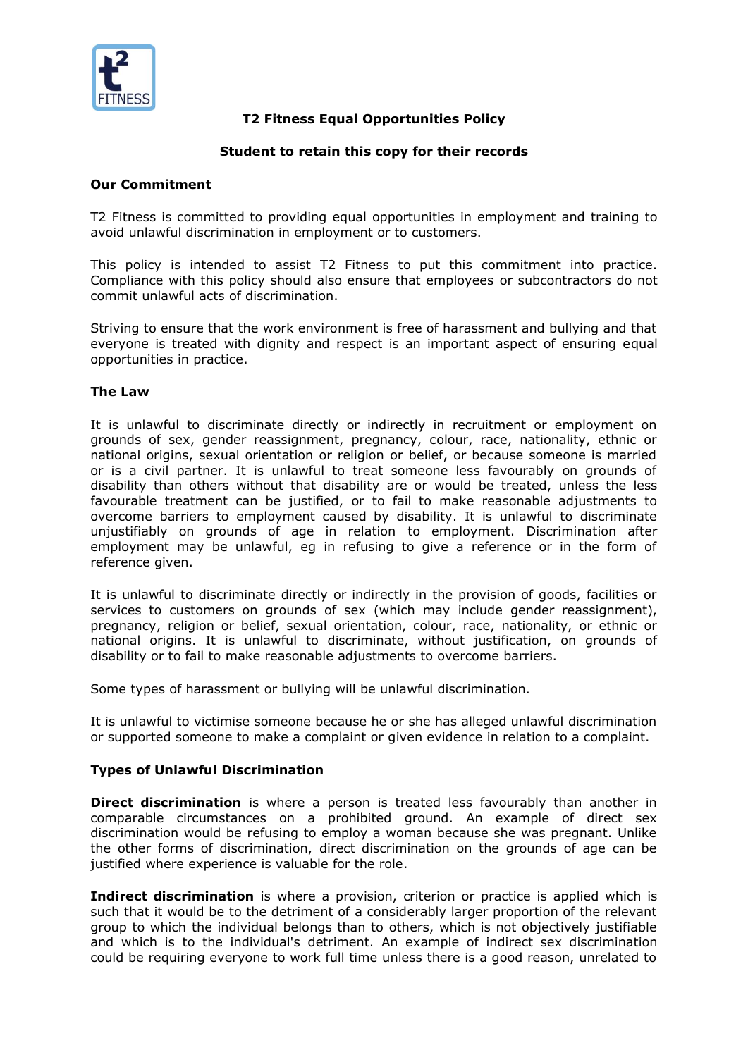# T2 Fitness Equal Opportunities Policy

**Student to retain this copy for their records**

## Our Commitment

T2 Fitness is committed to providing equal opportunities in employment and training to avoid unlawful discrimination in employment or to customers.

This policy is intended to assist T2 Fitness to put this commitment into practice. Compliance with this policy should also ensure that employees or subcontractors do not commit unlawful acts of discrimination.

Striving to ensure that the work environment is free of harassment and bullying and that everyone is treated with dignity and respect is an important aspect of ensuring equal opportunities in practice.

## The Law

It is unlawful to discriminate directly or indirectly in recruitment or employment on grounds of sex, gender reassignment, pregnancy, colour, race, nationality, ethnic or national origins, sexual orientation or religion or belief, or because someone is married or is a civil partner. It is unlawful to treat someone less favourably on grounds of disability than others without that disability are or would be treated, unless the less favourable treatment can be justified, or to fail to make reasonable adjustments to overcome barriers to employment caused by disability. It is unlawful to discriminate unjustifiably on grounds of age in relation to employment. Discrimination after employment may be unlawful, eg in refusing to give a reference or in the form of reference given.

It is unlawful to discriminate directly or indirectly in the provision of goods, facilities or services to customers on grounds of sex (which may include gender reassignment), pregnancy, religion or belief, sexual orientation, colour, race, nationality, or ethnic or national origins. It is unlawful to discriminate, without justification, on grounds of disability or to fail to make reasonable adjustments to overcome barriers.

Some types of harassment or bullying will be unlawful discrimination.

It is unlawful to victimise someone because he or she has alleged unlawful discrimination or supported someone to make a complaint or given evidence in relation to a complaint.

## Types of Unlawful Discrimination

**Direct discrimination** is where a person is treated less favourably than another in comparable circumstances on a prohibited ground. An example of direct sex discrimination would be refusing to employ a woman because she was pregnant. Unlike the other forms of discrimination, direct discrimination on the grounds of age can be justified where experience is valuable for the role.

**Indirect discrimination** is where a provision, criterion or practice is applied which is such that it would be to the detriment of a considerably larger proportion of the relevant group to which the individual belongs than to others, which is not objectively justifiable and which is to the individual's detriment. An example of indirect sex discrimination could be requiring everyone to work full time unless there is a good reason, unrelated to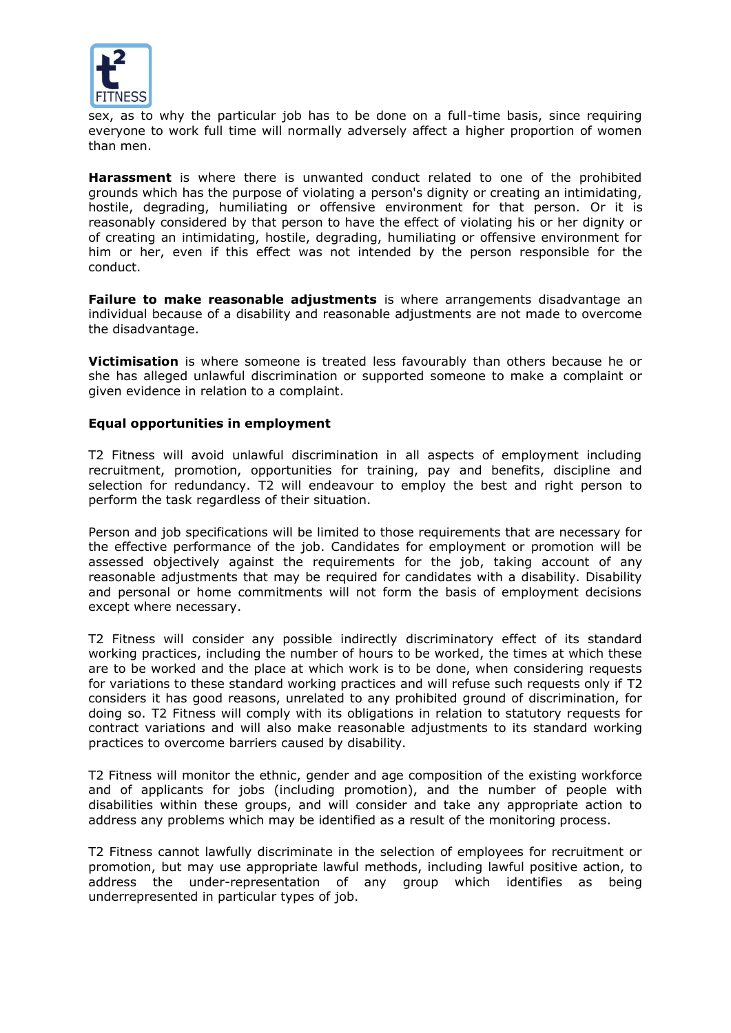sex, as to why the particular job has to be done on a full-time basis, since requiring everyone to work full time will normally adversely affect a higher proportion of women than men.

**Harassment** is where there is unwanted conduct related to one of the prohibited grounds which has the purpose of violating a person's dignity or creating an intimidating, hostile, degrading, humiliating or offensive environment for that person. Or it is reasonably considered by that person to have the effect of violating his or her dignity or of creating an intimidating, hostile, degrading, humiliating or offensive environment for him or her, even if this effect was not intended by the person responsible for the conduct.

**Failure to make reasonable adjustments** is where arrangements disadvantage an individual because of a disability and reasonable adjustments are not made to overcome the disadvantage.

**Victimisation** is where someone is treated less favourably than others because he or she has alleged unlawful discrimination or supported someone to make a complaint or given evidence in relation to a complaint.

**Equal opportunities in employment**

T2 Fitness will avoid unlawful discrimination in all aspects of employment including recruitment, promotion, opportunities for training, pay and benefits, discipline and selection for redundancy. T2 will endeavour to employ the best and right person to perform the task regardless of their situation.

Person and job specifications will be limited to those requirements that are necessary for the effective performance of the job. Candidates for employment or promotion will be assessed objectively against the requirements for the job, taking account of any reasonable adjustments that may be required for candidates with a disability. Disability and personal or home commitments will not form the basis of employment decisions except where necessary.

T2 Fitness will consider any possible indirectly discriminatory effect of its standard working practices, including the number of hours to be worked, the times at which these are to be worked and the place at which work is to be done, when considering requests for variations to these standard working practices and will refuse such requests only if T2 considers it has good reasons, unrelated to any prohibited ground of discrimination, for doing so. T2 Fitness will comply with its obligations in relation to statutory requests for contract variations and will also make reasonable adjustments to its standard working practices to overcome barriers caused by disability.

T2 Fitness will monitor the ethnic, gender and age composition of the existing workforce and of applicants for jobs (including promotion), and the number of people with disabilities within these groups, and will consider and take any appropriate action to address any problems which may be identified as a result of the monitoring process.

T2 Fitness cannot lawfully discriminate in the selection of employees for recruitment or promotion, but may use appropriate lawful methods, including lawful positive action, to address the under-representation of any group which identifies as being underrepresented in particular types of job.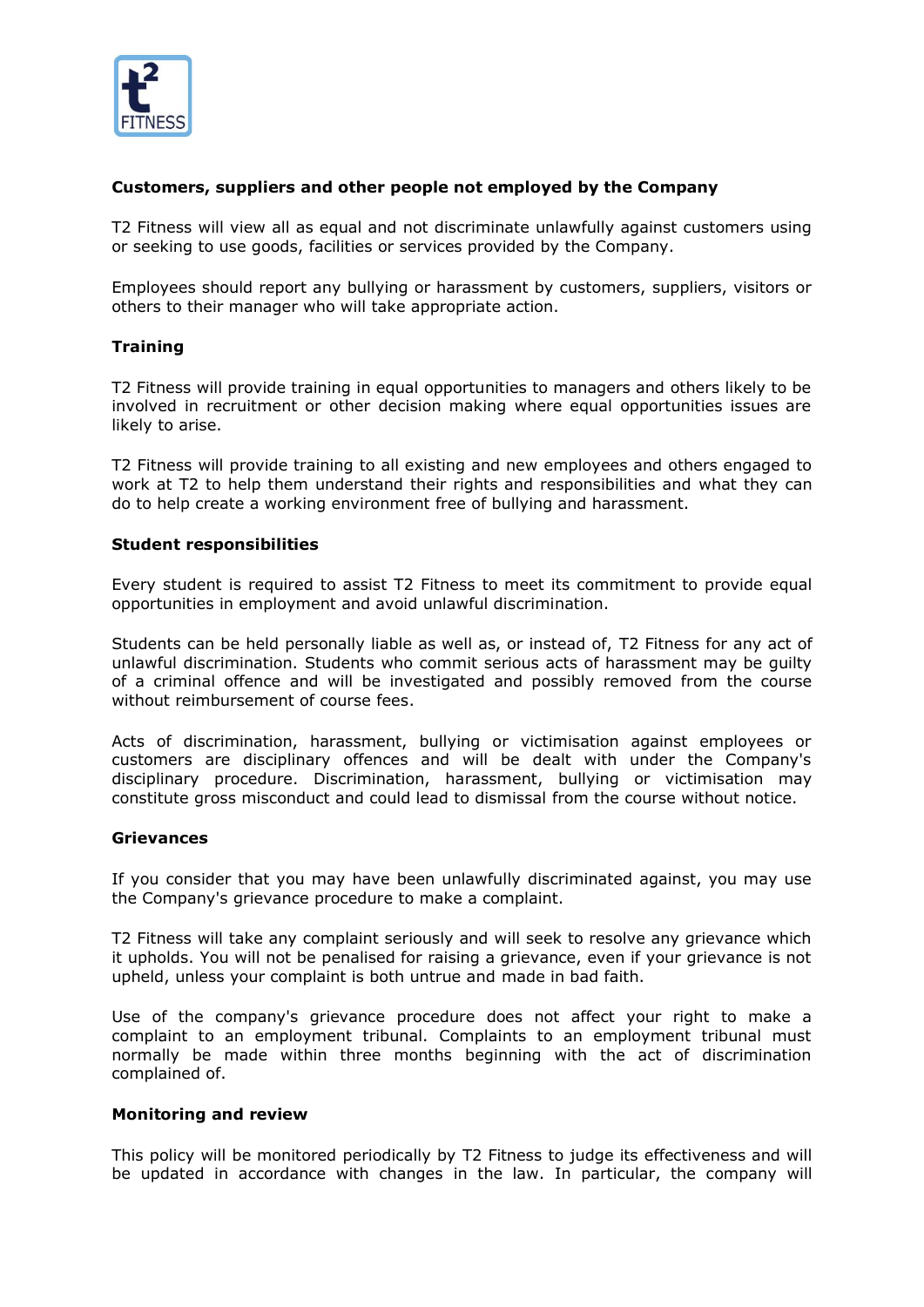**Customers, suppliers and other people not employed by the Company**

T2 Fitness will view all as equal and not discriminate unlawfully against customers using or seeking to use goods, facilities or services provided by the Company.

Employees should report any bullying or harassment by customers, suppliers, visitors or others to their manager who will take appropriate action.

**Training**

T2 Fitness will provide training in equal opportunities to managers and others likely to be involved in recruitment or other decision making where equal opportunities issues are likely to arise.

T2 Fitness will provide training to all existing and new employees and others engaged to work at T2 to help them understand their rights and responsibilities and what they can do to help create a working environment free of bullying and harassment.

**Student responsibilities**

Every student is required to assist T2 Fitness to meet its commitment to provide equal opportunities in employment and avoid unlawful discrimination.

Students can be held personally liable as well as, or instead of, T2 Fitness for any act of unlawful discrimination. Students who commit serious acts of harassment may be guilty of a criminal offence and will be investigated and possibly removed from the course without reimbursement of course fees.

Acts of discrimination, harassment, bullying or victimisation against employees or customers are disciplinary offences and will be dealt with under the Company's disciplinary procedure. Discrimination, harassment, bullying or victimisation may constitute gross misconduct and could lead to dismissal from the course without notice.

**Grievances**

If you consider that you may have been unlawfully discriminated against, you may use the Company's grievance procedure to make a complaint.

T2 Fitness will take any complaint seriously and will seek to resolve any grievance which it upholds. You will not be penalised for raising a grievance, even if your grievance is not upheld, unless your complaint is both untrue and made in bad faith.

Use of the company's grievance procedure does not affect your right to make a complaint to an employment tribunal. Complaints to an employment tribunal must normally be made within three months beginning with the act of discrimination complained of.

**Monitoring and review**

This policy will be monitored periodically by T2 Fitness to judge its effectiveness and will be updated in accordance with changes in the law. In particular, the company will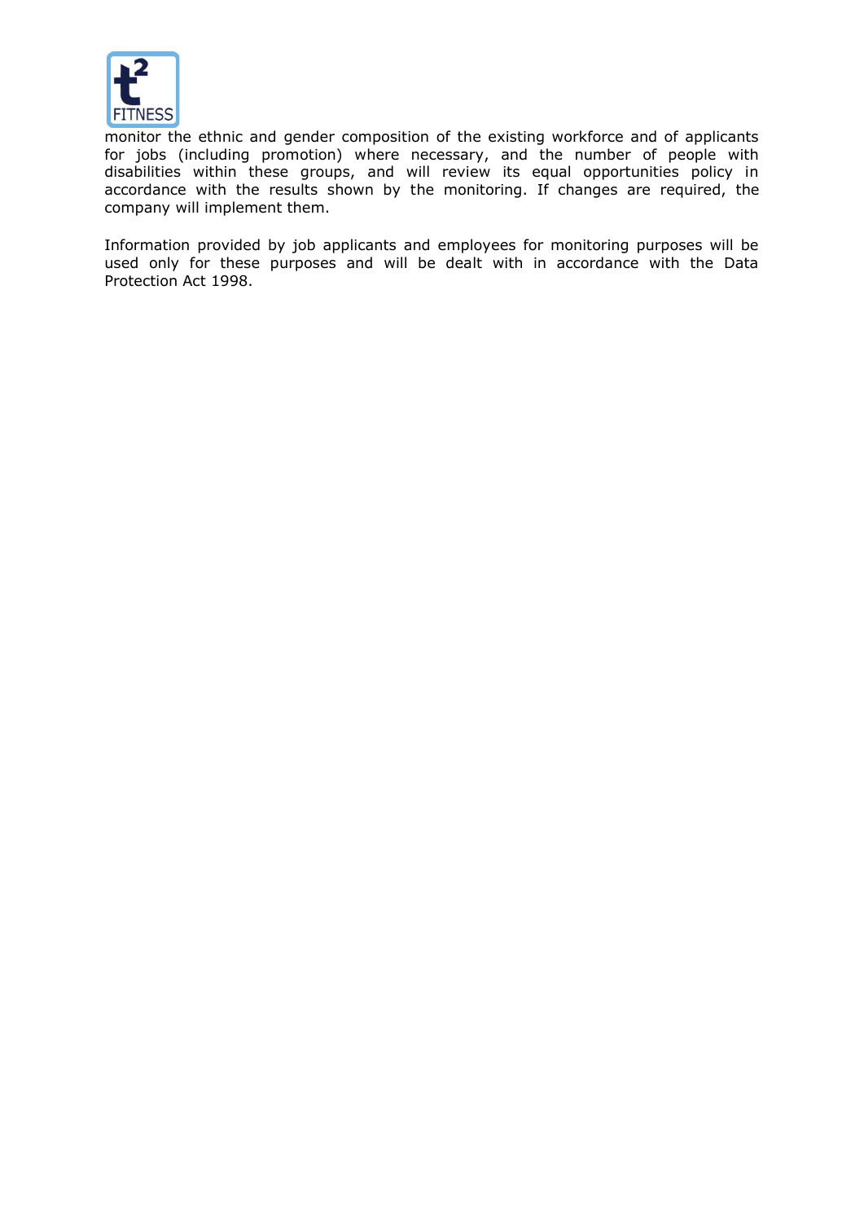monitor the ethnic and gender composition of the existing workforce and of applicants for jobs (including promotion) where necessary, and the number of people with disabilities within these groups, and will review its equal opportunities policy in accordance with the results shown by the monitoring. If changes are required, the company will implement them.

Information provided by job applicants and employees for monitoring purposes will be used only for these purposes and will be dealt with in accordance with the Data Protection Act 1998.